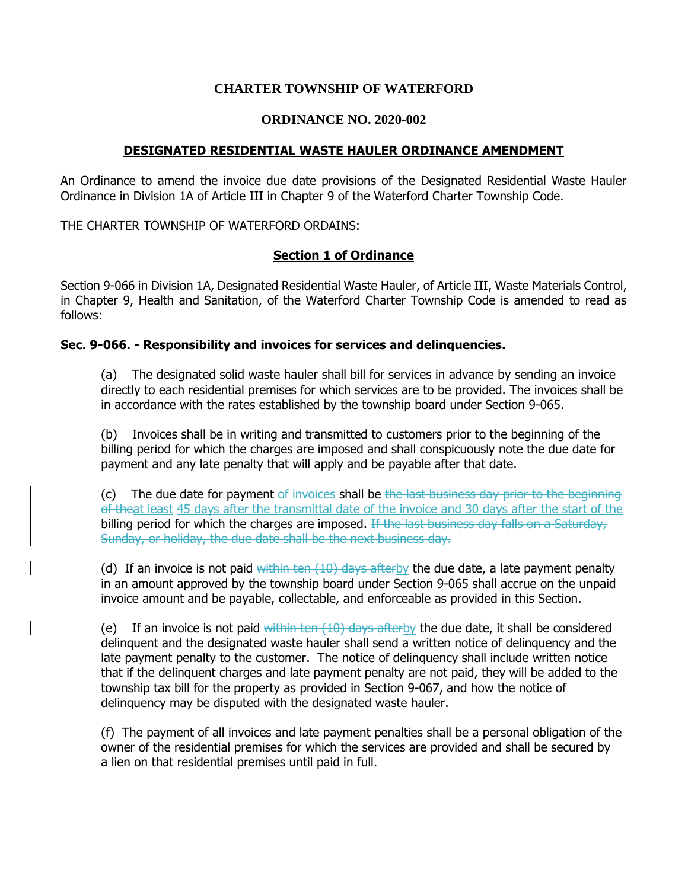**CHARTER TOWNSHIP OF WATERFORD**

**ORDINANCE NO. 2020-002**

# DESIGNATED RESIDENTIAL WASTE HAULER ORDINANCE AMENDMENT

An Ordinance to amend the invoice due date provisions of the Designated Residential Waste Hauler Ordinance in Division 1A of Article III in Chapter 9 of the Waterford Charter Township Code.

THE CHARTER TOWNSHIP OF WATERFORD ORDAINS:

## Section 1 of Ordinance

Section 9-066 in Division 1A, Designated Residential Waste Hauler, of Article III, Waste Materials Control, in Chapter 9, Health and Sanitation, of the Waterford Charter Township Code is amended to read as follows:

### Sec. 9-066. - Responsibility and invoices for services and delinquencies.

(a) The designated solid waste hauler shall bill for services in advance by sending an invoice directly to each residential premises for which services are to be provided. The invoices shall be in accordance with the rates established by the township board under Section 9-065.

(b) Invoices shall be in writing and transmitted to customers prior to the beginning of the billing period for which the charges are imposed and shall conspicuously note the due date for payment and any late penalty that will apply and be payable after that date.

(c) The due date for payment <u>of invoices</u> shall be ~~the last business day prior to the beginning of the~~<u>at least</u> <u>45 days after the transmittal date of the invoice and 30 days after the start of the</u> billing period for which the charges are imposed. ~~If the last business day falls on a Saturday, Sunday, or holiday, the due date shall be the next business day.~~

(d) If an invoice is not paid ~~within ten (10) days after~~<u>by</u> the due date, a late payment penalty in an amount approved by the township board under Section 9-065 shall accrue on the unpaid invoice amount and be payable, collectable, and enforceable as provided in this Section.

(e) If an invoice is not paid ~~within ten (10) days after~~<u>by</u> the due date, it shall be considered delinquent and the designated waste hauler shall send a written notice of delinquency and the late payment penalty to the customer. The notice of delinquency shall include written notice that if the delinquent charges and late payment penalty are not paid, they will be added to the township tax bill for the property as provided in Section 9-067, and how the notice of delinquency may be disputed with the designated waste hauler.

(f) The payment of all invoices and late payment penalties shall be a personal obligation of the owner of the residential premises for which the services are provided and shall be secured by a lien on that residential premises until paid in full.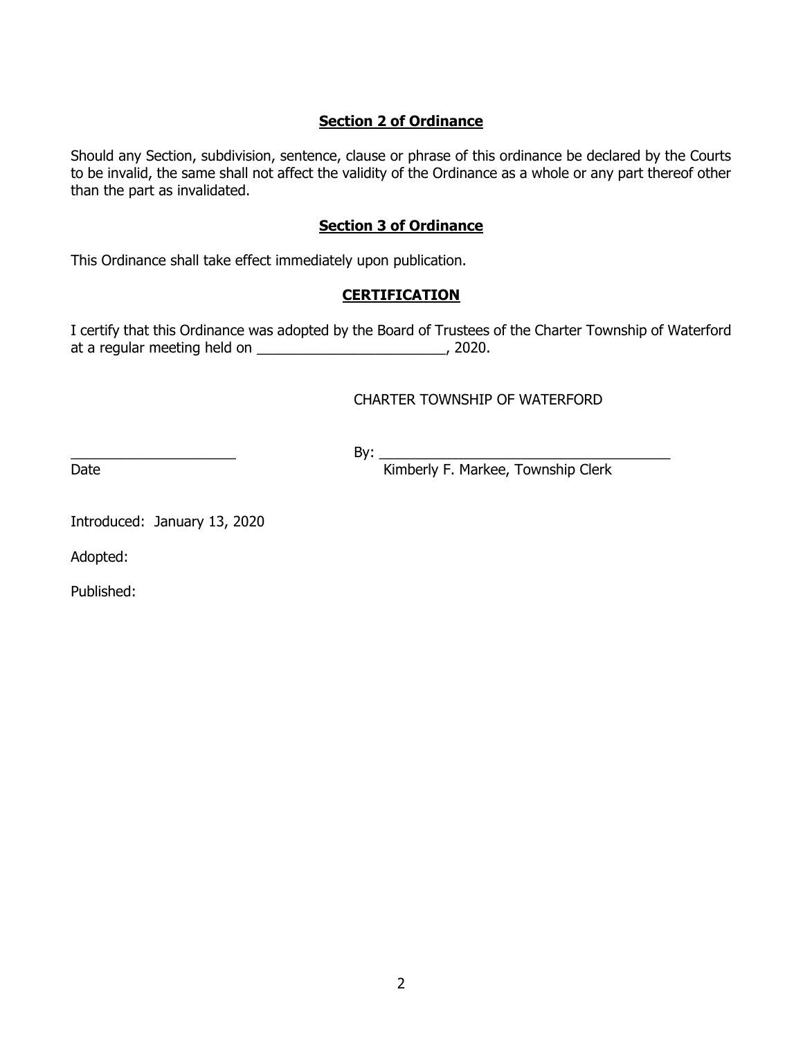**Section 2 of Ordinance**

Should any Section, subdivision, sentence, clause or phrase of this ordinance be declared by the Courts to be invalid, the same shall not affect the validity of the Ordinance as a whole or any part thereof other than the part as invalidated.

**Section 3 of Ordinance**

This Ordinance shall take effect immediately upon publication.

**CERTIFICATION**

I certify that this Ordinance was adopted by the Board of Trustees of the Charter Township of Waterford at a regular meeting held on _________________________, 2020.

CHARTER TOWNSHIP OF WATERFORD

_____________________ By: _______________________________________

Date Kimberly F. Markee, Township Clerk

Introduced: January 13, 2020

Adopted:

Published: